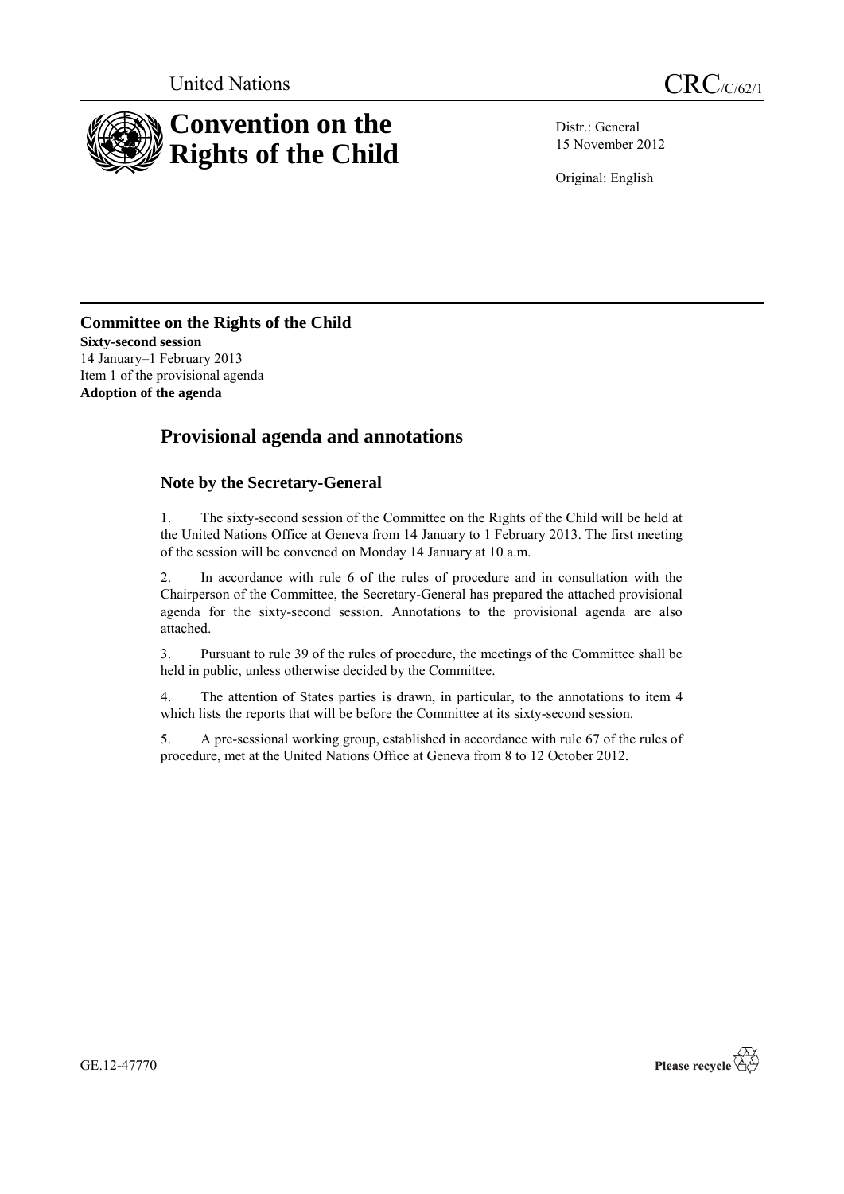United Nations

CRC/C/62/1

# Convention on the Rights of the Child

Distr.: General
15 November 2012

Original: English

## Committee on the Rights of the Child

**Sixty-second session**
14 January–1 February 2013
Item 1 of the provisional agenda
**Adoption of the agenda**

# Provisional agenda and annotations

## Note by the Secretary-General

1. The sixty-second session of the Committee on the Rights of the Child will be held at the United Nations Office at Geneva from 14 January to 1 February 2013. The first meeting of the session will be convened on Monday 14 January at 10 a.m.

2. In accordance with rule 6 of the rules of procedure and in consultation with the Chairperson of the Committee, the Secretary-General has prepared the attached provisional agenda for the sixty-second session. Annotations to the provisional agenda are also attached.

3. Pursuant to rule 39 of the rules of procedure, the meetings of the Committee shall be held in public, unless otherwise decided by the Committee.

4. The attention of States parties is drawn, in particular, to the annotations to item 4 which lists the reports that will be before the Committee at its sixty-second session.

5. A pre-sessional working group, established in accordance with rule 67 of the rules of procedure, met at the United Nations Office at Geneva from 8 to 12 October 2012.

GE.12-47770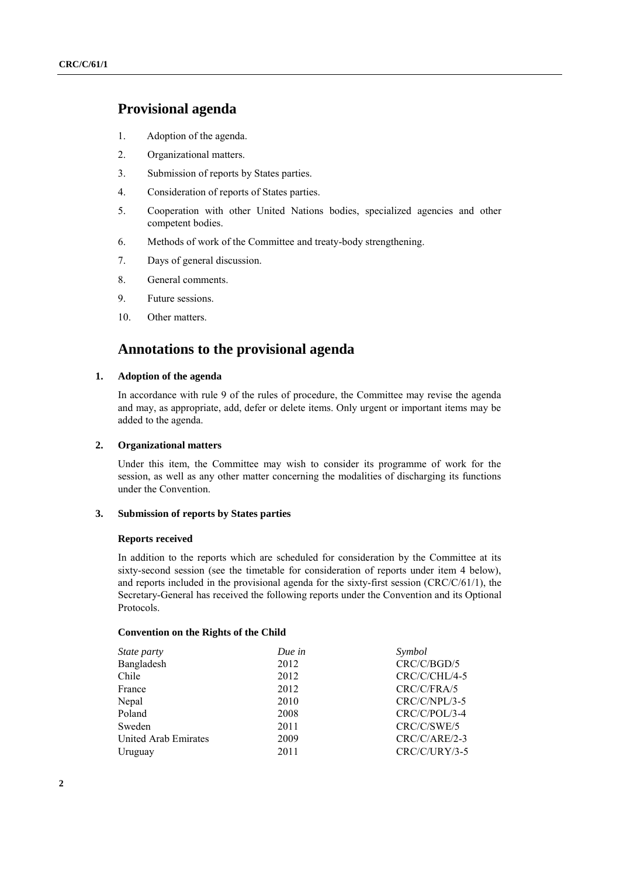## Provisional agenda

1. Adoption of the agenda.
2. Organizational matters.
3. Submission of reports by States parties.
4. Consideration of reports of States parties.
5. Cooperation with other United Nations bodies, specialized agencies and other competent bodies.
6. Methods of work of the Committee and treaty-body strengthening.
7. Days of general discussion.
8. General comments.
9. Future sessions.
10. Other matters.

## Annotations to the provisional agenda

### 1. Adoption of the agenda

In accordance with rule 9 of the rules of procedure, the Committee may revise the agenda and may, as appropriate, add, defer or delete items. Only urgent or important items may be added to the agenda.

### 2. Organizational matters

Under this item, the Committee may wish to consider its programme of work for the session, as well as any other matter concerning the modalities of discharging its functions under the Convention.

### 3. Submission of reports by States parties

#### Reports received

In addition to the reports which are scheduled for consideration by the Committee at its sixty-second session (see the timetable for consideration of reports under item 4 below), and reports included in the provisional agenda for the sixty-first session (CRC/C/61/1), the Secretary-General has received the following reports under the Convention and its Optional Protocols.

#### Convention on the Rights of the Child

| *State party* | *Due in* | *Symbol* |
|---|---|---|
| Bangladesh | 2012 | CRC/C/BGD/5 |
| Chile | 2012 | CRC/C/CHL/4-5 |
| France | 2012 | CRC/C/FRA/5 |
| Nepal | 2010 | CRC/C/NPL/3-5 |
| Poland | 2008 | CRC/C/POL/3-4 |
| Sweden | 2011 | CRC/C/SWE/5 |
| United Arab Emirates | 2009 | CRC/C/ARE/2-3 |
| Uruguay | 2011 | CRC/C/URY/3-5 |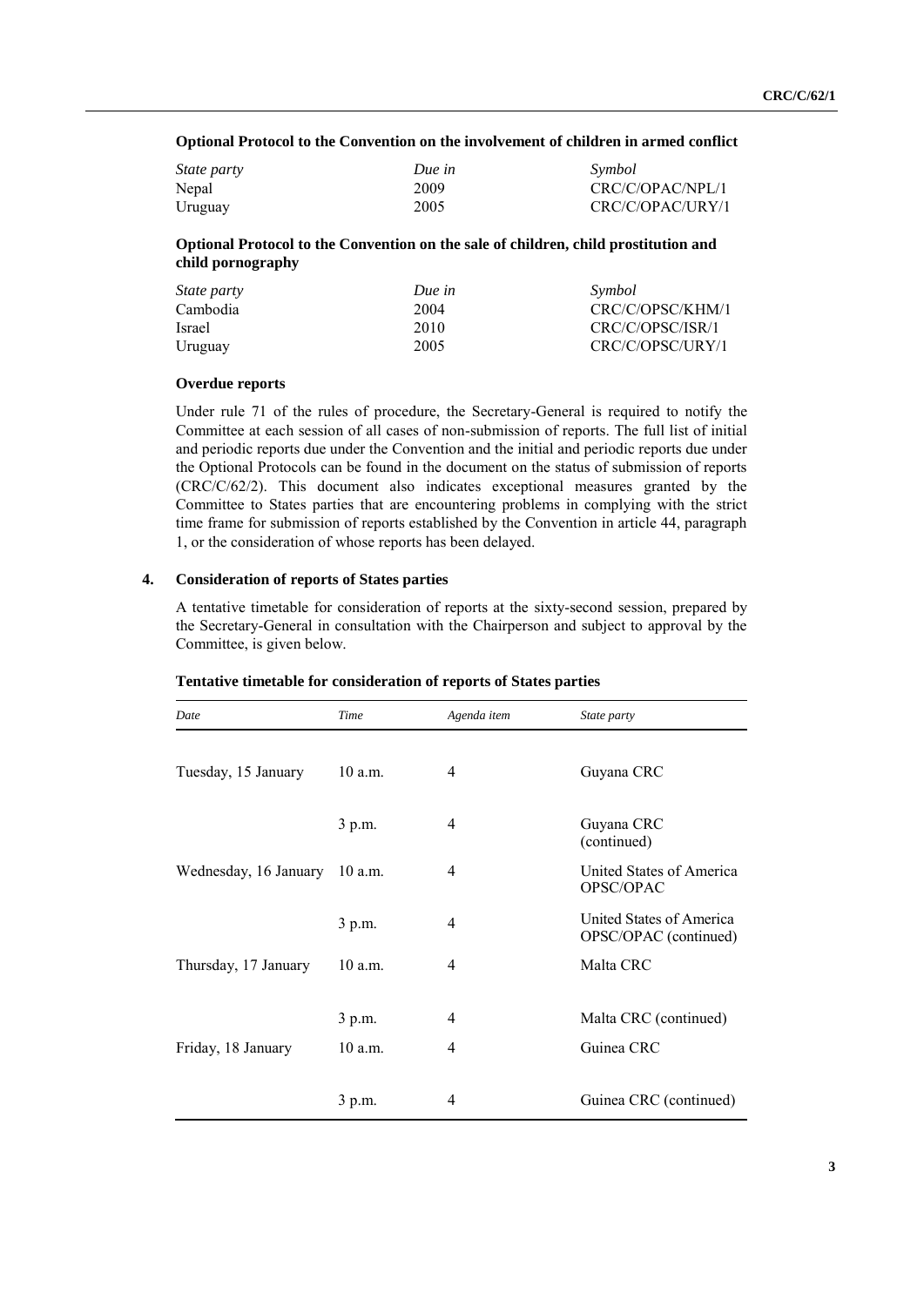**Optional Protocol to the Convention on the involvement of children in armed conflict**

| *State party* | *Due in* | *Symbol* |
|---|---|---|
| Nepal | 2009 | CRC/C/OPAC/NPL/1 |
| Uruguay | 2005 | CRC/C/OPAC/URY/1 |

**Optional Protocol to the Convention on the sale of children, child prostitution and child pornography**

| *State party* | *Due in* | *Symbol* |
|---|---|---|
| Cambodia | 2004 | CRC/C/OPSC/KHM/1 |
| Israel | 2010 | CRC/C/OPSC/ISR/1 |
| Uruguay | 2005 | CRC/C/OPSC/URY/1 |

**Overdue reports**

Under rule 71 of the rules of procedure, the Secretary-General is required to notify the Committee at each session of all cases of non-submission of reports. The full list of initial and periodic reports due under the Convention and the initial and periodic reports due under the Optional Protocols can be found in the document on the status of submission of reports (CRC/C/62/2). This document also indicates exceptional measures granted by the Committee to States parties that are encountering problems in complying with the strict time frame for submission of reports established by the Convention in article 44, paragraph 1, or the consideration of whose reports has been delayed.

## 4. Consideration of reports of States parties

A tentative timetable for consideration of reports at the sixty-second session, prepared by the Secretary-General in consultation with the Chairperson and subject to approval by the Committee, is given below.

**Tentative timetable for consideration of reports of States parties**

| *Date* | *Time* | *Agenda item* | *State party* |
|---|---|---|---|
| Tuesday, 15 January | 10 a.m. | 4 | Guyana CRC |
| | 3 p.m. | 4 | Guyana CRC (continued) |
| Wednesday, 16 January | 10 a.m. | 4 | United States of America OPSC/OPAC |
| | 3 p.m. | 4 | United States of America OPSC/OPAC (continued) |
| Thursday, 17 January | 10 a.m. | 4 | Malta CRC |
| | 3 p.m. | 4 | Malta CRC (continued) |
| Friday, 18 January | 10 a.m. | 4 | Guinea CRC |
| | 3 p.m. | 4 | Guinea CRC (continued) |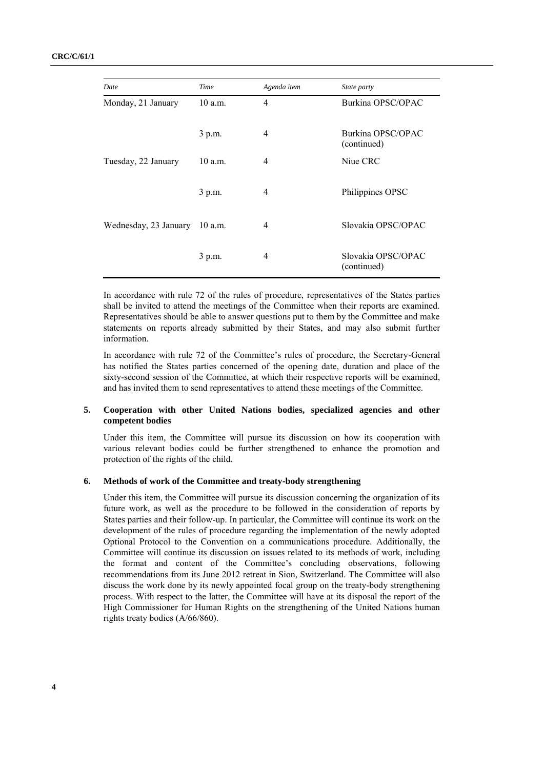| Date | Time | Agenda item | State party |
|---|---|---|---|
| Monday, 21 January | 10 a.m. | 4 | Burkina OPSC/OPAC |
| | 3 p.m. | 4 | Burkina OPSC/OPAC (continued) |
| Tuesday, 22 January | 10 a.m. | 4 | Niue CRC |
| | 3 p.m. | 4 | Philippines OPSC |
| Wednesday, 23 January | 10 a.m. | 4 | Slovakia OPSC/OPAC |
| | 3 p.m. | 4 | Slovakia OPSC/OPAC (continued) |

In accordance with rule 72 of the rules of procedure, representatives of the States parties shall be invited to attend the meetings of the Committee when their reports are examined. Representatives should be able to answer questions put to them by the Committee and make statements on reports already submitted by their States, and may also submit further information.

In accordance with rule 72 of the Committee's rules of procedure, the Secretary-General has notified the States parties concerned of the opening date, duration and place of the sixty-second session of the Committee, at which their respective reports will be examined, and has invited them to send representatives to attend these meetings of the Committee.

### 5. Cooperation with other United Nations bodies, specialized agencies and other competent bodies

Under this item, the Committee will pursue its discussion on how its cooperation with various relevant bodies could be further strengthened to enhance the promotion and protection of the rights of the child.

### 6. Methods of work of the Committee and treaty-body strengthening

Under this item, the Committee will pursue its discussion concerning the organization of its future work, as well as the procedure to be followed in the consideration of reports by States parties and their follow-up. In particular, the Committee will continue its work on the development of the rules of procedure regarding the implementation of the newly adopted Optional Protocol to the Convention on a communications procedure. Additionally, the Committee will continue its discussion on issues related to its methods of work, including the format and content of the Committee's concluding observations, following recommendations from its June 2012 retreat in Sion, Switzerland. The Committee will also discuss the work done by its newly appointed focal group on the treaty-body strengthening process. With respect to the latter, the Committee will have at its disposal the report of the High Commissioner for Human Rights on the strengthening of the United Nations human rights treaty bodies (A/66/860).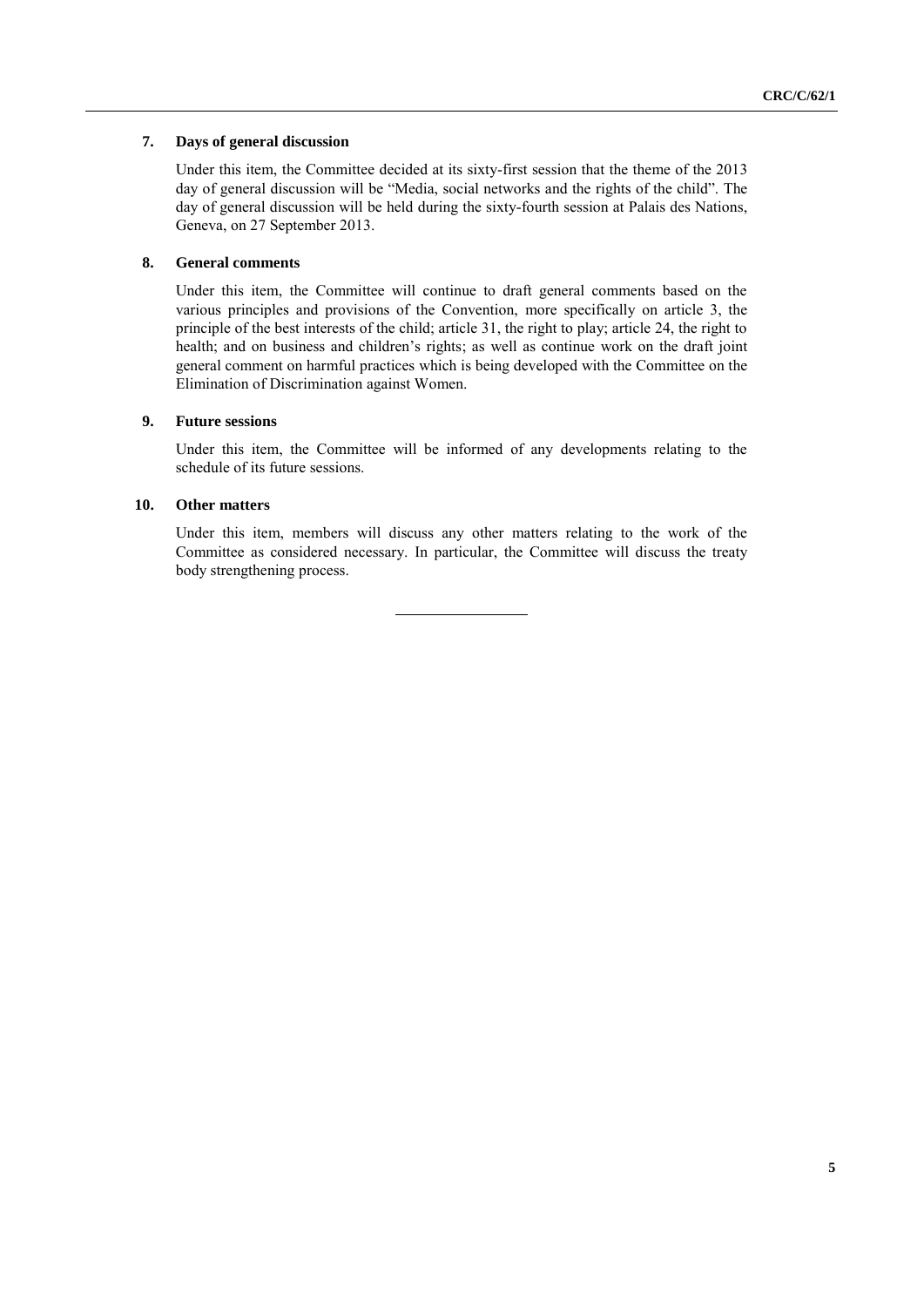### 7. Days of general discussion

Under this item, the Committee decided at its sixty-first session that the theme of the 2013 day of general discussion will be "Media, social networks and the rights of the child". The day of general discussion will be held during the sixty-fourth session at Palais des Nations, Geneva, on 27 September 2013.

### 8. General comments

Under this item, the Committee will continue to draft general comments based on the various principles and provisions of the Convention, more specifically on article 3, the principle of the best interests of the child; article 31, the right to play; article 24, the right to health; and on business and children's rights; as well as continue work on the draft joint general comment on harmful practices which is being developed with the Committee on the Elimination of Discrimination against Women.

### 9. Future sessions

Under this item, the Committee will be informed of any developments relating to the schedule of its future sessions.

### 10. Other matters

Under this item, members will discuss any other matters relating to the work of the Committee as considered necessary. In particular, the Committee will discuss the treaty body strengthening process.